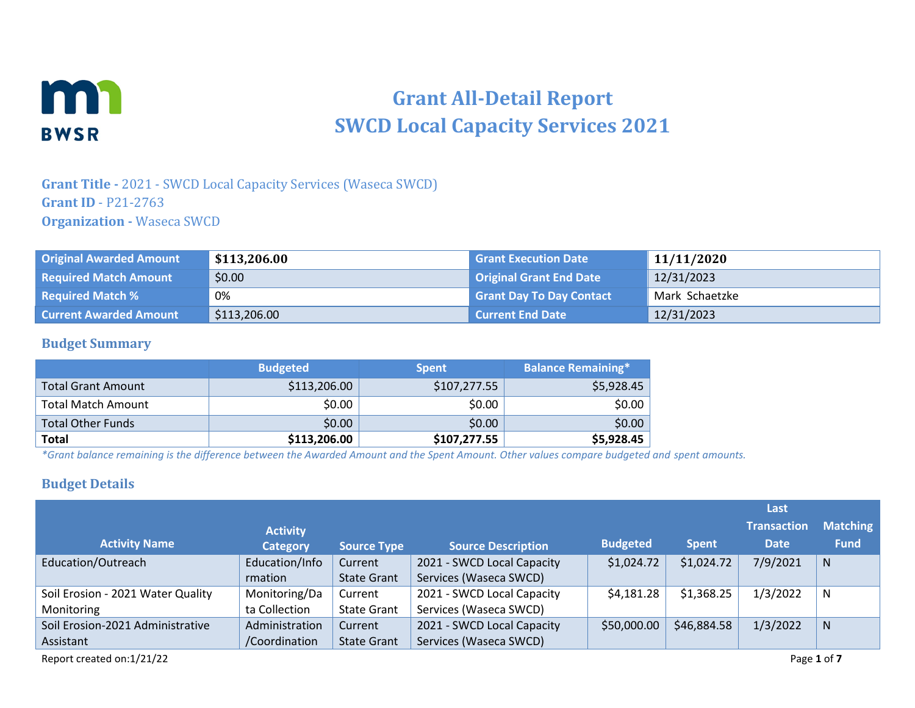# Grant All-Detail Report
# SWCD Local Capacity Services 2021

**Grant Title -** 2021 - SWCD Local Capacity Services (Waseca SWCD)
**Grant ID** - P21-2763
**Organization -** Waseca SWCD

| | | | |
|---|---|---|---|
| **Original Awarded Amount** | **$113,206.00** | **Grant Execution Date** | **11/11/2020** |
| **Required Match Amount** | $0.00 | **Original Grant End Date** | 12/31/2023 |
| **Required Match %** | 0% | **Grant Day To Day Contact** | Mark Schaetzke |
| **Current Awarded Amount** | $113,206.00 | **Current End Date** | 12/31/2023 |

## Budget Summary

| | Budgeted | Spent | Balance Remaining* |
|---|---|---|---|
| Total Grant Amount | $113,206.00 | $107,277.55 | $5,928.45 |
| Total Match Amount | $0.00 | $0.00 | $0.00 |
| Total Other Funds | $0.00 | $0.00 | $0.00 |
| **Total** | **$113,206.00** | **$107,277.55** | **$5,928.45** |

*Grant balance remaining is the difference between the Awarded Amount and the Spent Amount. Other values compare budgeted and spent amounts.*

## Budget Details

| Activity Name | Activity Category | Source Type | Source Description | Budgeted | Spent | Last Transaction Date | Matching Fund |
|---|---|---|---|---|---|---|---|
| Education/Outreach | Education/Information | Current State Grant | 2021 - SWCD Local Capacity Services (Waseca SWCD) | $1,024.72 | $1,024.72 | 7/9/2021 | N |
| Soil Erosion - 2021 Water Quality Monitoring | Monitoring/Data Collection | Current State Grant | 2021 - SWCD Local Capacity Services (Waseca SWCD) | $4,181.28 | $1,368.25 | 1/3/2022 | N |
| Soil Erosion-2021 Administrative Assistant | Administration /Coordination | Current State Grant | 2021 - SWCD Local Capacity Services (Waseca SWCD) | $50,000.00 | $46,884.58 | 1/3/2022 | N |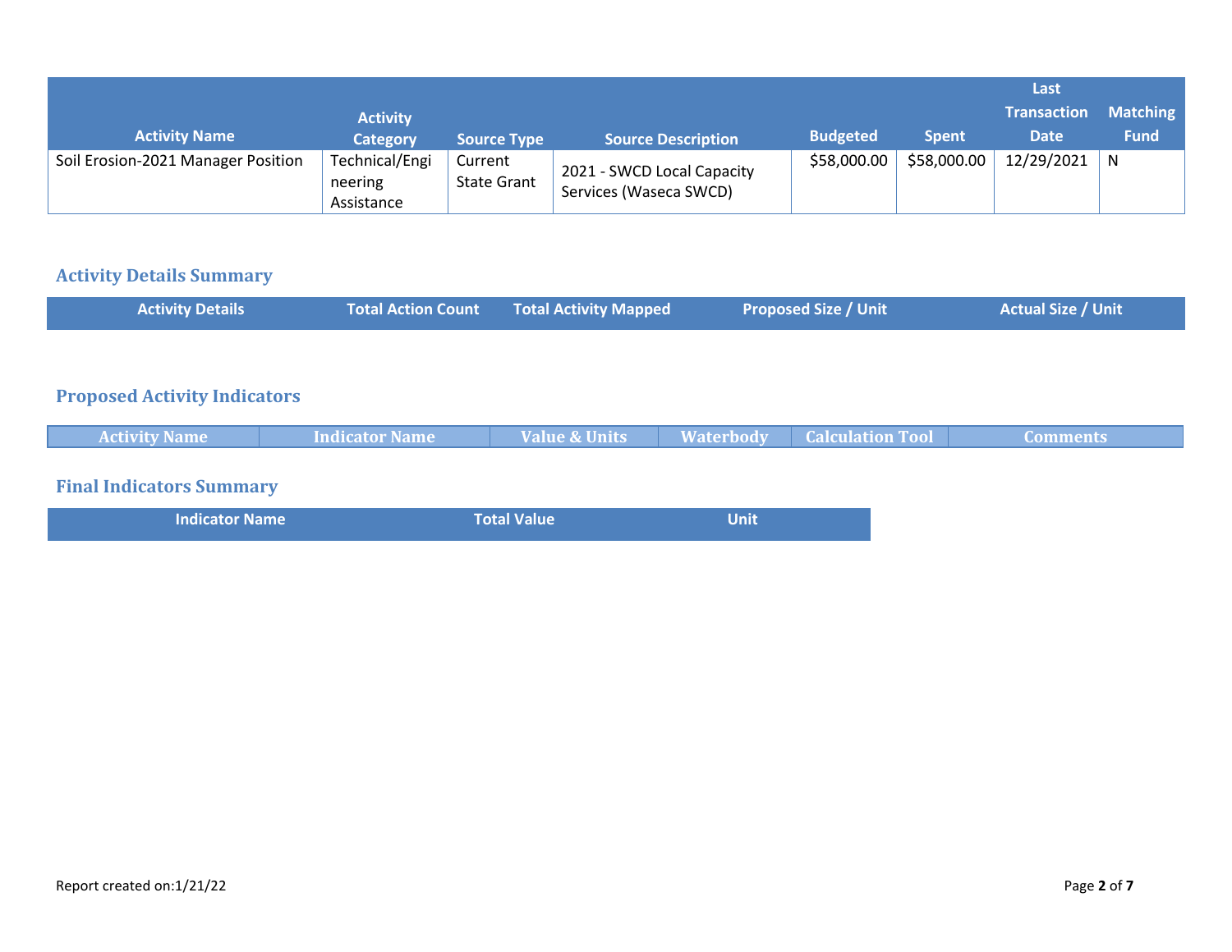| Activity Name | Activity Category | Source Type | Source Description | Budgeted | Spent | Last Transaction Date | Matching Fund |
|---|---|---|---|---|---|---|---|
| Soil Erosion-2021 Manager Position | Technical/Engineering Assistance | Current State Grant | 2021 - SWCD Local Capacity Services (Waseca SWCD) | $58,000.00 | $58,000.00 | 12/29/2021 | N |

## Activity Details Summary

| Activity Details | Total Action Count | Total Activity Mapped | Proposed Size / Unit | Actual Size / Unit |
|---|---|---|---|---|

## Proposed Activity Indicators

| Activity Name | Indicator Name | Value & Units | Waterbody | Calculation Tool | Comments |
|---|---|---|---|---|---|

## Final Indicators Summary

| Indicator Name | Total Value | Unit |
|---|---|---|

Report created on:1/21/22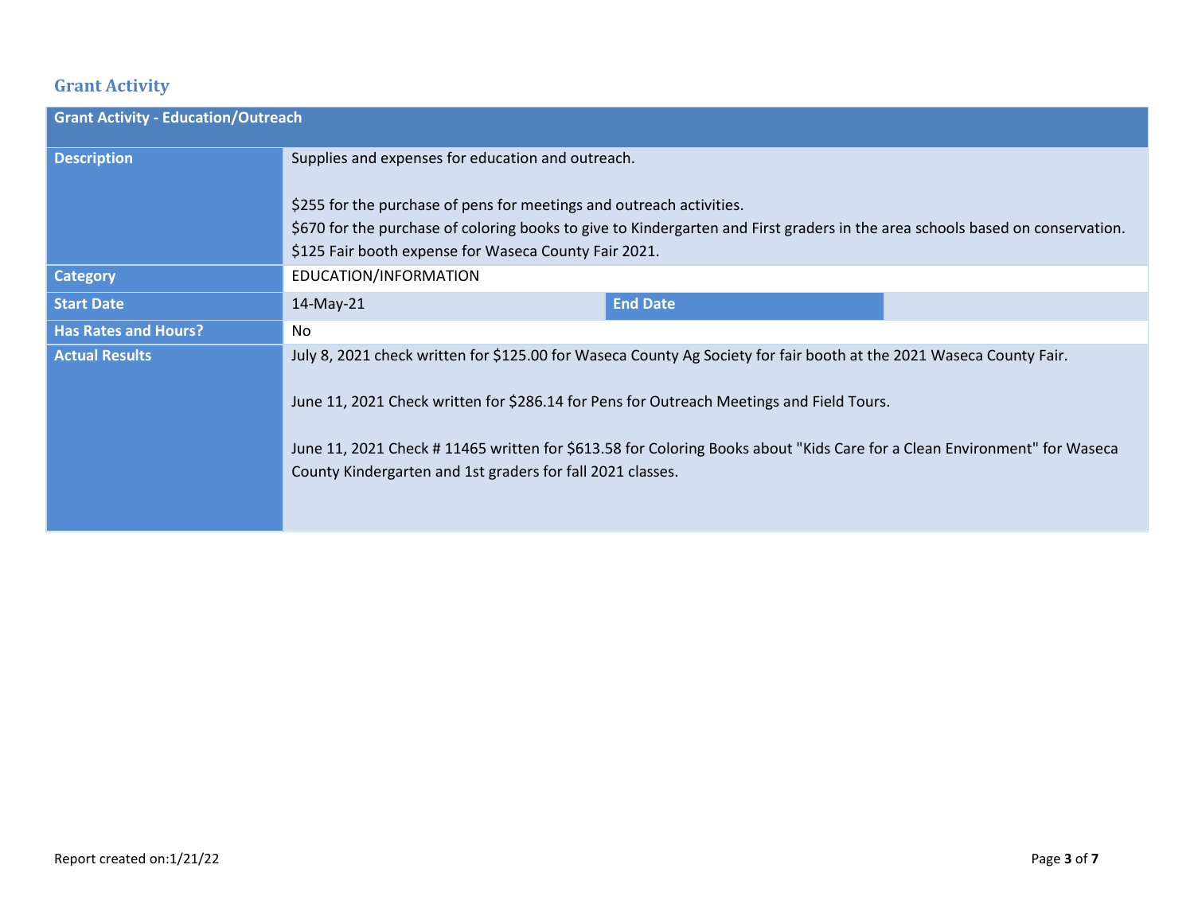## Grant Activity

| Grant Activity - Education/Outreach | | | |
|---|---|---|---|
| **Description** | Supplies and expenses for education and outreach.<br><br>$255 for the purchase of pens for meetings and outreach activities.<br>$670 for the purchase of coloring books to give to Kindergarten and First graders in the area schools based on conservation.<br>$125 Fair booth expense for Waseca County Fair 2021. | | |
| **Category** | EDUCATION/INFORMATION | | |
| **Start Date** | 14-May-21 | **End Date** | |
| **Has Rates and Hours?** | No | | |
| **Actual Results** | July 8, 2021 check written for $125.00 for Waseca County Ag Society for fair booth at the 2021 Waseca County Fair.<br><br>June 11, 2021 Check written for $286.14 for Pens for Outreach Meetings and Field Tours.<br><br>June 11, 2021 Check # 11465 written for $613.58 for Coloring Books about "Kids Care for a Clean Environment" for Waseca County Kindergarten and 1st graders for fall 2021 classes. | | |

Report created on:1/21/22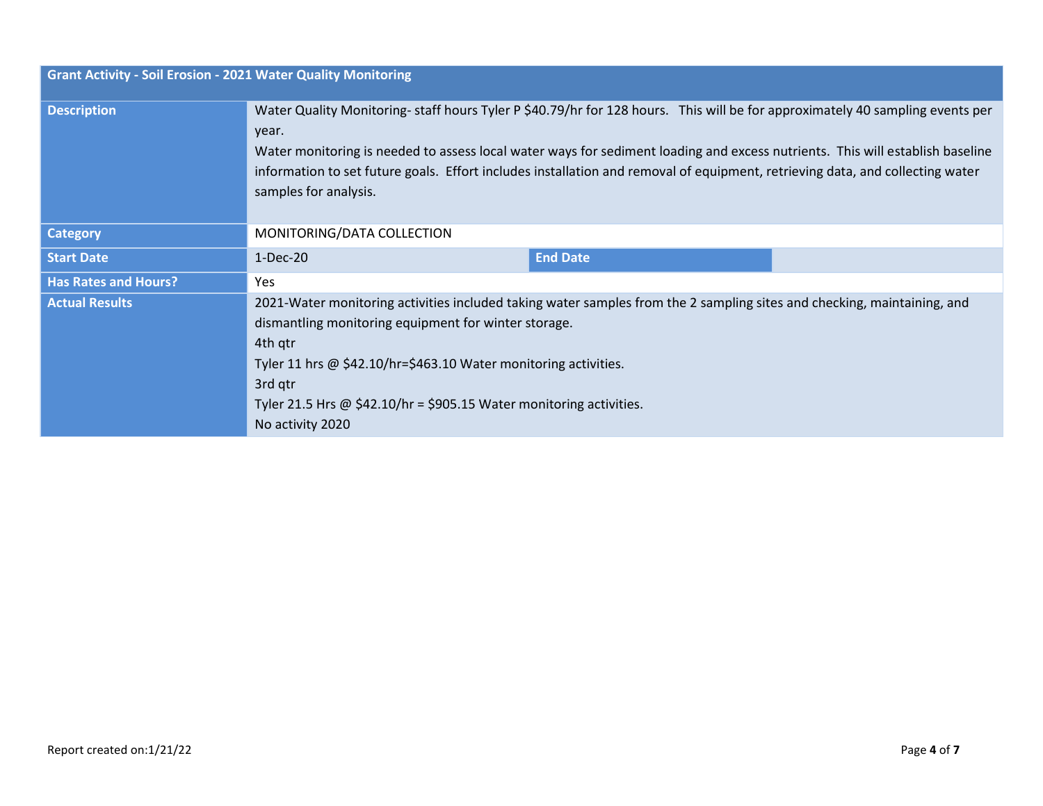| Grant Activity - Soil Erosion - 2021 Water Quality Monitoring | | | |
|---|---|---|---|
| **Description** | Water Quality Monitoring- staff hours Tyler P $40.79/hr for 128 hours. This will be for approximately 40 sampling events per year.<br>Water monitoring is needed to assess local water ways for sediment loading and excess nutrients. This will establish baseline information to set future goals. Effort includes installation and removal of equipment, retrieving data, and collecting water samples for analysis. | | |
| **Category** | MONITORING/DATA COLLECTION | | |
| **Start Date** | 1-Dec-20 | **End Date** | |
| **Has Rates and Hours?** | Yes | | |
| **Actual Results** | 2021-Water monitoring activities included taking water samples from the 2 sampling sites and checking, maintaining, and dismantling monitoring equipment for winter storage.<br>4th qtr<br>Tyler 11 hrs @ $42.10/hr=$463.10 Water monitoring activities.<br>3rd qtr<br>Tyler 21.5 Hrs @ $42.10/hr = $905.15 Water monitoring activities.<br>No activity 2020 | | |

Report created on:1/21/22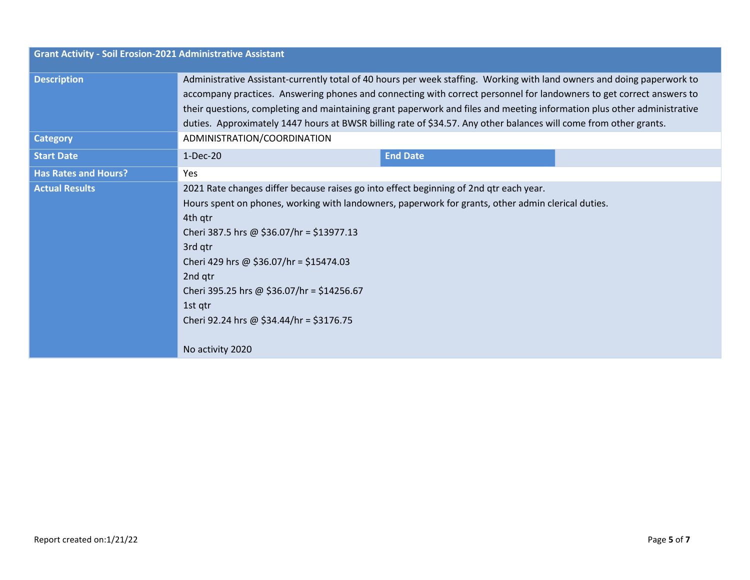| Grant Activity - Soil Erosion-2021 Administrative Assistant | | | |
|---|---|---|---|
| **Description** | Administrative Assistant-currently total of 40 hours per week staffing. Working with land owners and doing paperwork to accompany practices. Answering phones and connecting with correct personnel for landowners to get correct answers to their questions, completing and maintaining grant paperwork and files and meeting information plus other administrative duties. Approximately 1447 hours at BWSR billing rate of $34.57. Any other balances will come from other grants. | | |
| **Category** | ADMINISTRATION/COORDINATION | | |
| **Start Date** | 1-Dec-20 | **End Date** | |
| **Has Rates and Hours?** | Yes | | |
| **Actual Results** | 2021 Rate changes differ because raises go into effect beginning of 2nd qtr each year.<br>Hours spent on phones, working with landowners, paperwork for grants, other admin clerical duties.<br>4th qtr<br>Cheri 387.5 hrs @ $36.07/hr = $13977.13<br>3rd qtr<br>Cheri 429 hrs @ $36.07/hr = $15474.03<br>2nd qtr<br>Cheri 395.25 hrs @ $36.07/hr = $14256.67<br>1st qtr<br>Cheri 92.24 hrs @ $34.44/hr = $3176.75<br><br>No activity 2020 | | |

Report created on:1/21/22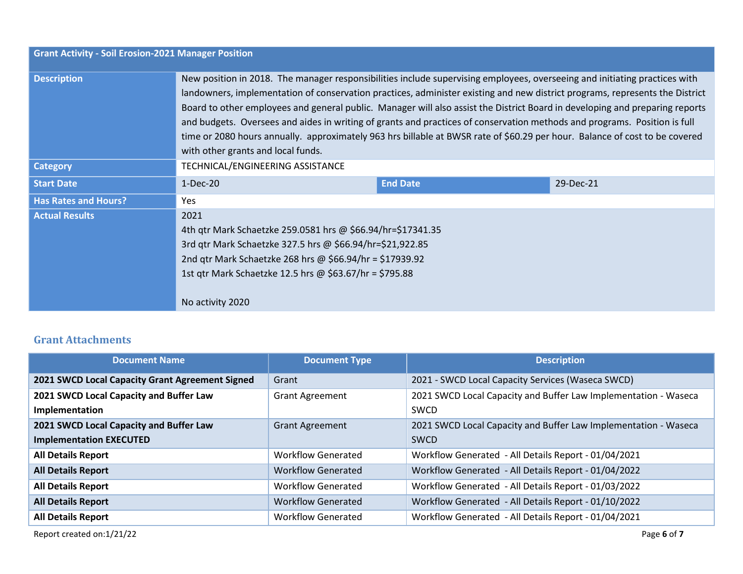| Grant Activity - Soil Erosion-2021 Manager Position | | | |
|---|---|---|---|
| **Description** | New position in 2018. The manager responsibilities include supervising employees, overseeing and initiating practices with landowners, implementation of conservation practices, administer existing and new district programs, represents the District Board to other employees and general public. Manager will also assist the District Board in developing and preparing reports and budgets. Oversees and aides in writing of grants and practices of conservation methods and programs. Position is full time or 2080 hours annually. approximately 963 hrs billable at BWSR rate of $60.29 per hour. Balance of cost to be covered with other grants and local funds. | | |
| **Category** | TECHNICAL/ENGINEERING ASSISTANCE | | |
| **Start Date** | 1-Dec-20 | **End Date** | 29-Dec-21 |
| **Has Rates and Hours?** | Yes | | |
| **Actual Results** | 2021<br>4th qtr Mark Schaetzke 259.0581 hrs @ $66.94/hr=$17341.35<br>3rd qtr Mark Schaetzke 327.5 hrs @ $66.94/hr=$21,922.85<br>2nd qtr Mark Schaetzke 268 hrs @ $66.94/hr = $17939.92<br>1st qtr Mark Schaetzke 12.5 hrs @ $63.67/hr = $795.88<br><br>No activity 2020 | | |

## Grant Attachments

| Document Name | Document Type | Description |
|---|---|---|
| **2021 SWCD Local Capacity Grant Agreement Signed** | Grant | 2021 - SWCD Local Capacity Services (Waseca SWCD) |
| **2021 SWCD Local Capacity and Buffer Law Implementation** | Grant Agreement | 2021 SWCD Local Capacity and Buffer Law Implementation - Waseca SWCD |
| **2021 SWCD Local Capacity and Buffer Law Implementation EXECUTED** | Grant Agreement | 2021 SWCD Local Capacity and Buffer Law Implementation - Waseca SWCD |
| **All Details Report** | Workflow Generated | Workflow Generated - All Details Report - 01/04/2021 |
| **All Details Report** | Workflow Generated | Workflow Generated - All Details Report - 01/04/2022 |
| **All Details Report** | Workflow Generated | Workflow Generated - All Details Report - 01/03/2022 |
| **All Details Report** | Workflow Generated | Workflow Generated - All Details Report - 01/10/2022 |
| **All Details Report** | Workflow Generated | Workflow Generated - All Details Report - 01/04/2021 |

Report created on:1/21/22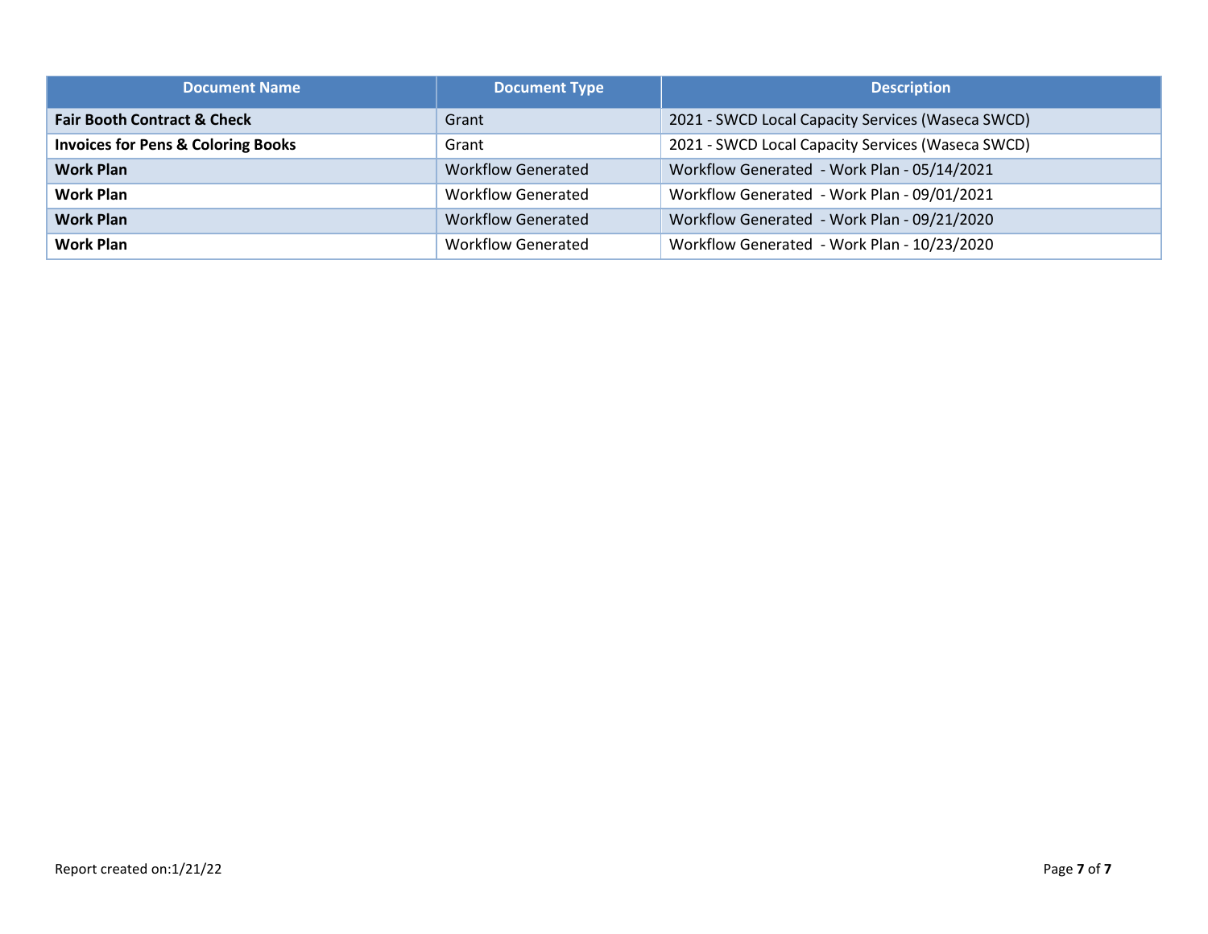| Document Name | Document Type | Description |
| --- | --- | --- |
| **Fair Booth Contract & Check** | Grant | 2021 - SWCD Local Capacity Services (Waseca SWCD) |
| **Invoices for Pens & Coloring Books** | Grant | 2021 - SWCD Local Capacity Services (Waseca SWCD) |
| **Work Plan** | Workflow Generated | Workflow Generated - Work Plan - 05/14/2021 |
| **Work Plan** | Workflow Generated | Workflow Generated - Work Plan - 09/01/2021 |
| **Work Plan** | Workflow Generated | Workflow Generated - Work Plan - 09/21/2020 |
| **Work Plan** | Workflow Generated | Workflow Generated - Work Plan - 10/23/2020 |

Report created on:1/21/22